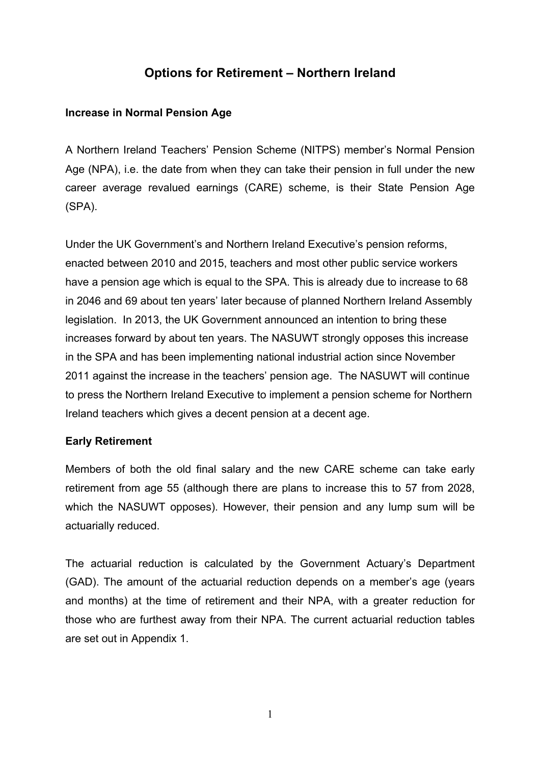# Options for Retirement – Northern Ireland

## Increase in Normal Pension Age

A Northern Ireland Teachers' Pension Scheme (NITPS) member's Normal Pension Age (NPA), i.e. the date from when they can take their pension in full under the new career average revalued earnings (CARE) scheme, is their State Pension Age (SPA).

Under the UK Government's and Northern Ireland Executive's pension reforms, enacted between 2010 and 2015, teachers and most other public service workers have a pension age which is equal to the SPA. This is already due to increase to 68 in 2046 and 69 about ten years' later because of planned Northern Ireland Assembly legislation. In 2013, the UK Government announced an intention to bring these increases forward by about ten years. The NASUWT strongly opposes this increase in the SPA and has been implementing national industrial action since November 2011 against the increase in the teachers' pension age. The NASUWT will continue to press the Northern Ireland Executive to implement a pension scheme for Northern Ireland teachers which gives a decent pension at a decent age.

## Early Retirement

Members of both the old final salary and the new CARE scheme can take early retirement from age 55 (although there are plans to increase this to 57 from 2028, which the NASUWT opposes). However, their pension and any lump sum will be actuarially reduced.

The actuarial reduction is calculated by the Government Actuary's Department (GAD). The amount of the actuarial reduction depends on a member's age (years and months) at the time of retirement and their NPA, with a greater reduction for those who are furthest away from their NPA. The current actuarial reduction tables are set out in Appendix 1.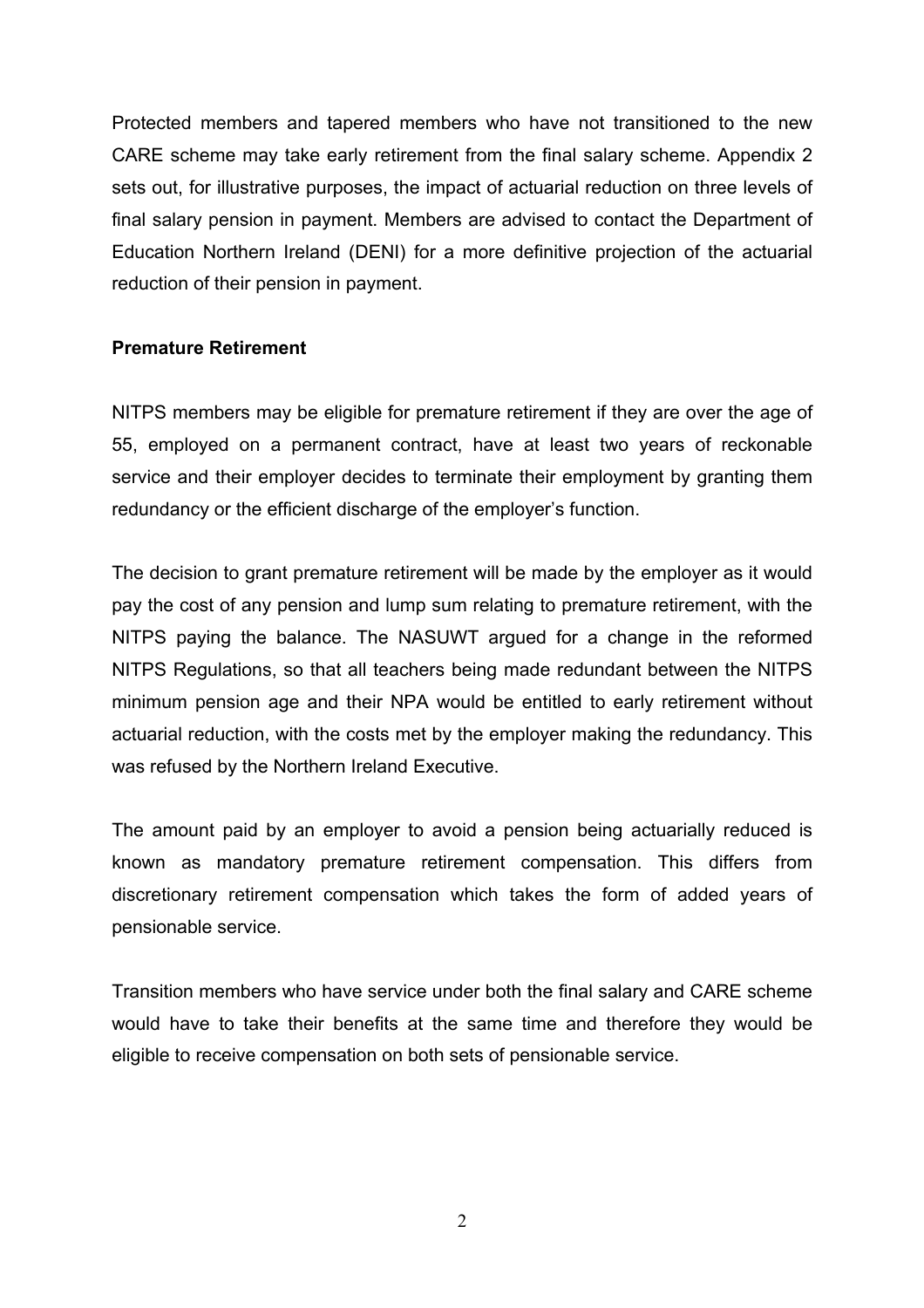Protected members and tapered members who have not transitioned to the new CARE scheme may take early retirement from the final salary scheme. Appendix 2 sets out, for illustrative purposes, the impact of actuarial reduction on three levels of final salary pension in payment. Members are advised to contact the Department of Education Northern Ireland (DENI) for a more definitive projection of the actuarial reduction of their pension in payment.

**Premature Retirement**

NITPS members may be eligible for premature retirement if they are over the age of 55, employed on a permanent contract, have at least two years of reckonable service and their employer decides to terminate their employment by granting them redundancy or the efficient discharge of the employer's function.

The decision to grant premature retirement will be made by the employer as it would pay the cost of any pension and lump sum relating to premature retirement, with the NITPS paying the balance. The NASUWT argued for a change in the reformed NITPS Regulations, so that all teachers being made redundant between the NITPS minimum pension age and their NPA would be entitled to early retirement without actuarial reduction, with the costs met by the employer making the redundancy. This was refused by the Northern Ireland Executive.

The amount paid by an employer to avoid a pension being actuarially reduced is known as mandatory premature retirement compensation. This differs from discretionary retirement compensation which takes the form of added years of pensionable service.

Transition members who have service under both the final salary and CARE scheme would have to take their benefits at the same time and therefore they would be eligible to receive compensation on both sets of pensionable service.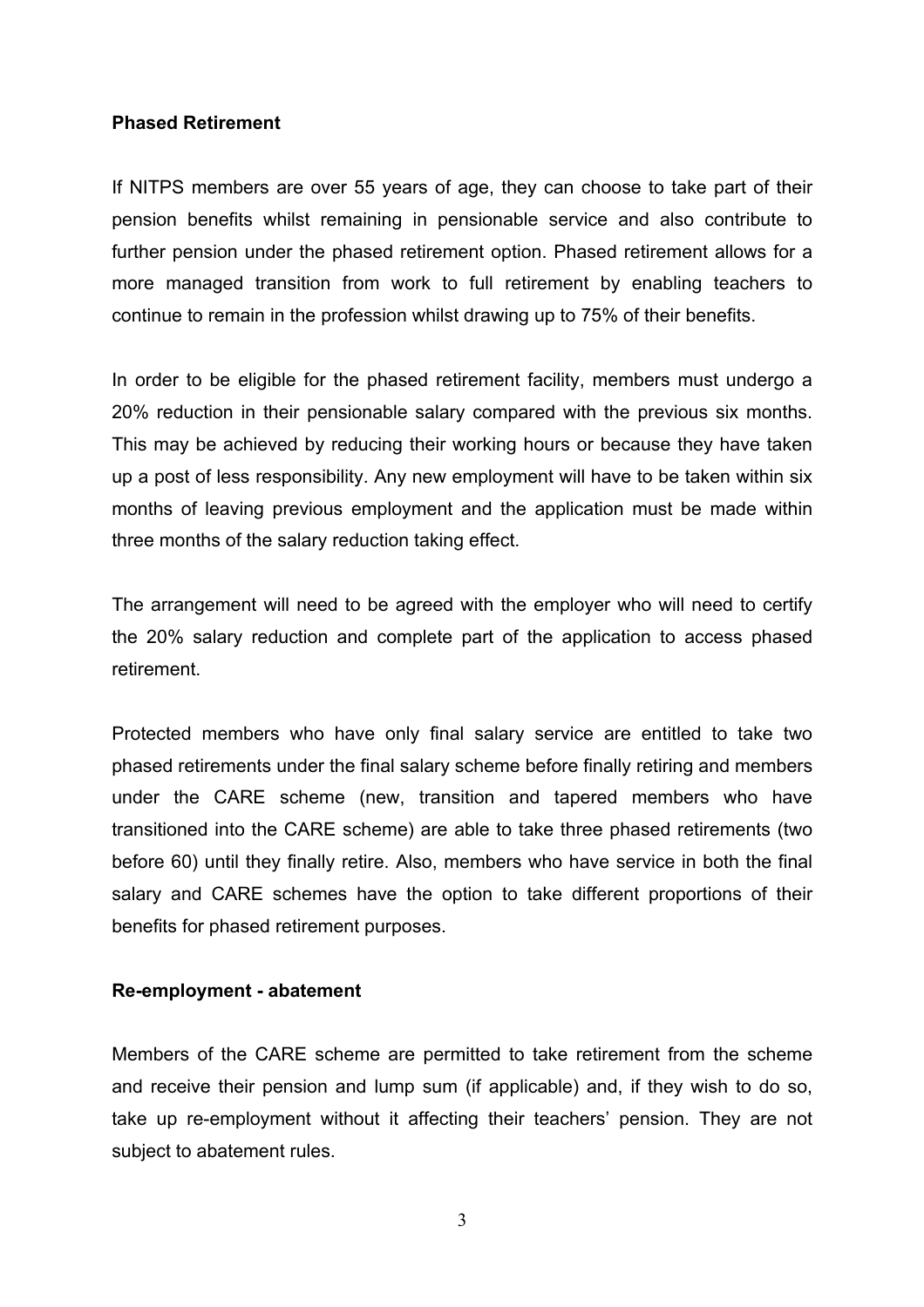**Phased Retirement**

If NITPS members are over 55 years of age, they can choose to take part of their pension benefits whilst remaining in pensionable service and also contribute to further pension under the phased retirement option. Phased retirement allows for a more managed transition from work to full retirement by enabling teachers to continue to remain in the profession whilst drawing up to 75% of their benefits.

In order to be eligible for the phased retirement facility, members must undergo a 20% reduction in their pensionable salary compared with the previous six months. This may be achieved by reducing their working hours or because they have taken up a post of less responsibility. Any new employment will have to be taken within six months of leaving previous employment and the application must be made within three months of the salary reduction taking effect.

The arrangement will need to be agreed with the employer who will need to certify the 20% salary reduction and complete part of the application to access phased retirement.

Protected members who have only final salary service are entitled to take two phased retirements under the final salary scheme before finally retiring and members under the CARE scheme (new, transition and tapered members who have transitioned into the CARE scheme) are able to take three phased retirements (two before 60) until they finally retire. Also, members who have service in both the final salary and CARE schemes have the option to take different proportions of their benefits for phased retirement purposes.

**Re-employment - abatement**

Members of the CARE scheme are permitted to take retirement from the scheme and receive their pension and lump sum (if applicable) and, if they wish to do so, take up re-employment without it affecting their teachers' pension. They are not subject to abatement rules.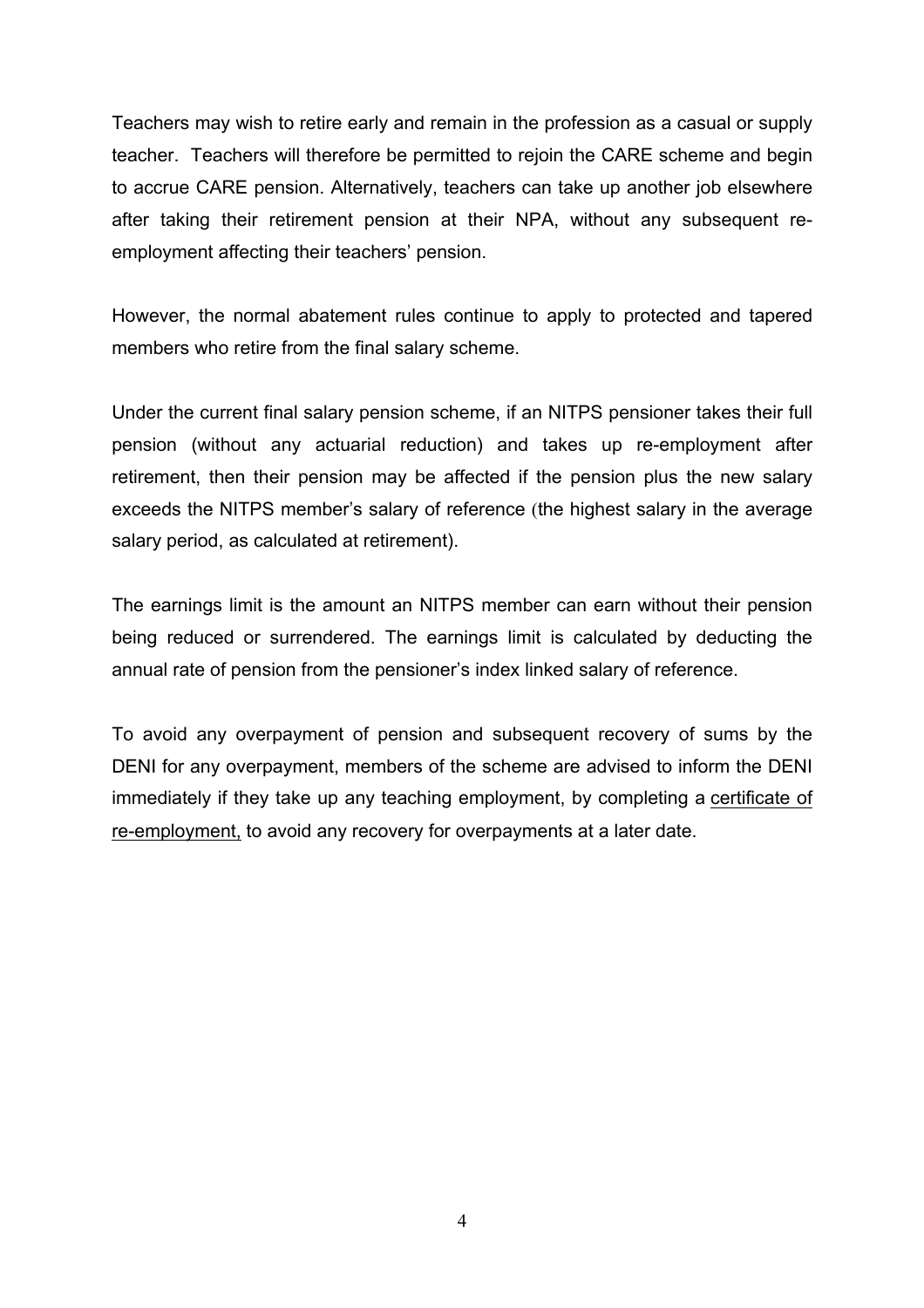Teachers may wish to retire early and remain in the profession as a casual or supply teacher. Teachers will therefore be permitted to rejoin the CARE scheme and begin to accrue CARE pension. Alternatively, teachers can take up another job elsewhere after taking their retirement pension at their NPA, without any subsequent re-employment affecting their teachers' pension.

However, the normal abatement rules continue to apply to protected and tapered members who retire from the final salary scheme.

Under the current final salary pension scheme, if an NITPS pensioner takes their full pension (without any actuarial reduction) and takes up re-employment after retirement, then their pension may be affected if the pension plus the new salary exceeds the NITPS member's salary of reference (the highest salary in the average salary period, as calculated at retirement).

The earnings limit is the amount an NITPS member can earn without their pension being reduced or surrendered. The earnings limit is calculated by deducting the annual rate of pension from the pensioner's index linked salary of reference.

To avoid any overpayment of pension and subsequent recovery of sums by the DENI for any overpayment, members of the scheme are advised to inform the DENI immediately if they take up any teaching employment, by completing a certificate of re-employment, to avoid any recovery for overpayments at a later date.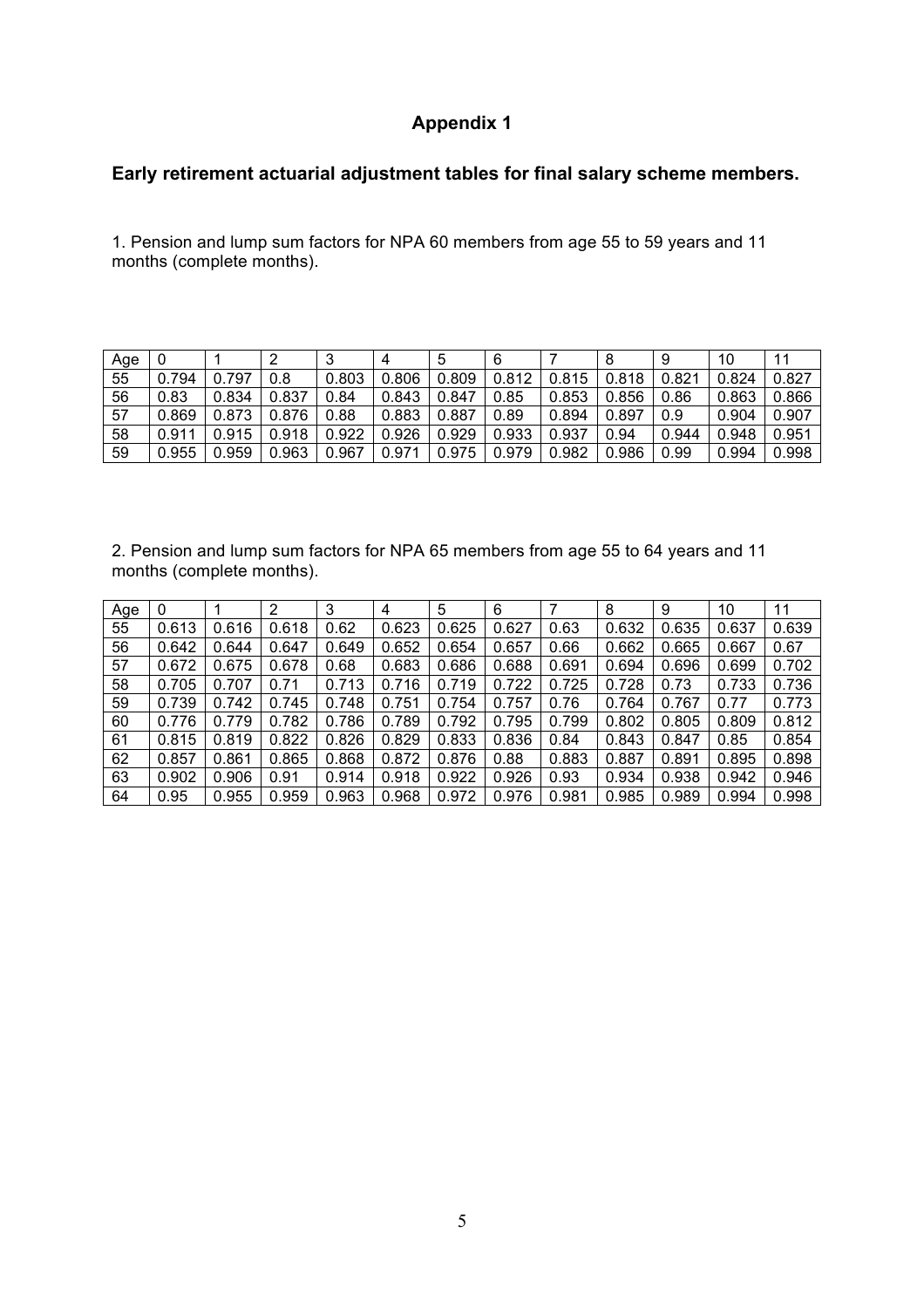## Appendix 1

### Early retirement actuarial adjustment tables for final salary scheme members.

1. Pension and lump sum factors for NPA 60 members from age 55 to 59 years and 11 months (complete months).

| Age | 0 | 1 | 2 | 3 | 4 | 5 | 6 | 7 | 8 | 9 | 10 | 11 |
|---|---|---|---|---|---|---|---|---|---|---|---|---|
| 55 | 0.794 | 0.797 | 0.8 | 0.803 | 0.806 | 0.809 | 0.812 | 0.815 | 0.818 | 0.821 | 0.824 | 0.827 |
| 56 | 0.83 | 0.834 | 0.837 | 0.84 | 0.843 | 0.847 | 0.85 | 0.853 | 0.856 | 0.86 | 0.863 | 0.866 |
| 57 | 0.869 | 0.873 | 0.876 | 0.88 | 0.883 | 0.887 | 0.89 | 0.894 | 0.897 | 0.9 | 0.904 | 0.907 |
| 58 | 0.911 | 0.915 | 0.918 | 0.922 | 0.926 | 0.929 | 0.933 | 0.937 | 0.94 | 0.944 | 0.948 | 0.951 |
| 59 | 0.955 | 0.959 | 0.963 | 0.967 | 0.971 | 0.975 | 0.979 | 0.982 | 0.986 | 0.99 | 0.994 | 0.998 |

2. Pension and lump sum factors for NPA 65 members from age 55 to 64 years and 11 months (complete months).

| Age | 0 | 1 | 2 | 3 | 4 | 5 | 6 | 7 | 8 | 9 | 10 | 11 |
|---|---|---|---|---|---|---|---|---|---|---|---|---|
| 55 | 0.613 | 0.616 | 0.618 | 0.62 | 0.623 | 0.625 | 0.627 | 0.63 | 0.632 | 0.635 | 0.637 | 0.639 |
| 56 | 0.642 | 0.644 | 0.647 | 0.649 | 0.652 | 0.654 | 0.657 | 0.66 | 0.662 | 0.665 | 0.667 | 0.67 |
| 57 | 0.672 | 0.675 | 0.678 | 0.68 | 0.683 | 0.686 | 0.688 | 0.691 | 0.694 | 0.696 | 0.699 | 0.702 |
| 58 | 0.705 | 0.707 | 0.71 | 0.713 | 0.716 | 0.719 | 0.722 | 0.725 | 0.728 | 0.73 | 0.733 | 0.736 |
| 59 | 0.739 | 0.742 | 0.745 | 0.748 | 0.751 | 0.754 | 0.757 | 0.76 | 0.764 | 0.767 | 0.77 | 0.773 |
| 60 | 0.776 | 0.779 | 0.782 | 0.786 | 0.789 | 0.792 | 0.795 | 0.799 | 0.802 | 0.805 | 0.809 | 0.812 |
| 61 | 0.815 | 0.819 | 0.822 | 0.826 | 0.829 | 0.833 | 0.836 | 0.84 | 0.843 | 0.847 | 0.85 | 0.854 |
| 62 | 0.857 | 0.861 | 0.865 | 0.868 | 0.872 | 0.876 | 0.88 | 0.883 | 0.887 | 0.891 | 0.895 | 0.898 |
| 63 | 0.902 | 0.906 | 0.91 | 0.914 | 0.918 | 0.922 | 0.926 | 0.93 | 0.934 | 0.938 | 0.942 | 0.946 |
| 64 | 0.95 | 0.955 | 0.959 | 0.963 | 0.968 | 0.972 | 0.976 | 0.981 | 0.985 | 0.989 | 0.994 | 0.998 |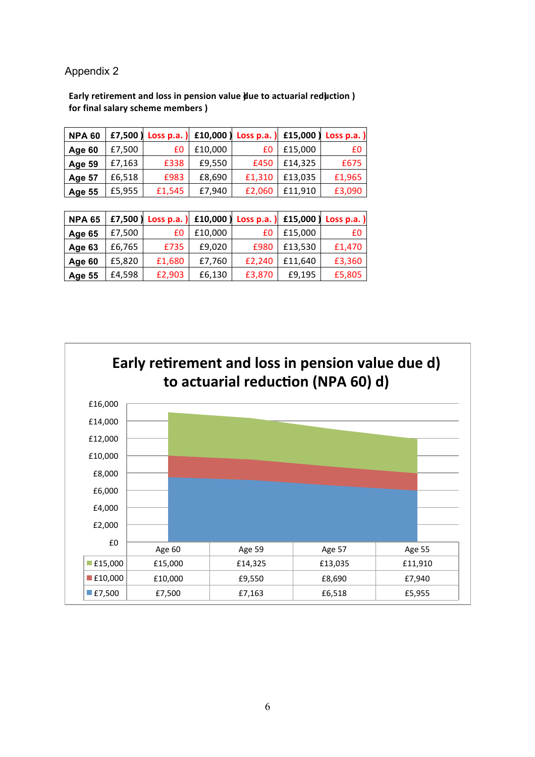Appendix 2

**Early retirement and loss in pension value due to actuarial reduction for final salary scheme members**

| NPA 60 | £7,500 | Loss p.a. | £10,000 | Loss p.a. | £15,000 | Loss p.a. |
|---|---|---|---|---|---|---|
| Age 60 | £7,500 | £0 | £10,000 | £0 | £15,000 | £0 |
| Age 59 | £7,163 | £338 | £9,550 | £450 | £14,325 | £675 |
| Age 57 | £6,518 | £983 | £8,690 | £1,310 | £13,035 | £1,965 |
| Age 55 | £5,955 | £1,545 | £7,940 | £2,060 | £11,910 | £3,090 |

| NPA 65 | £7,500 | Loss p.a. | £10,000 | Loss p.a. | £15,000 | Loss p.a. |
|---|---|---|---|---|---|---|
| Age 65 | £7,500 | £0 | £10,000 | £0 | £15,000 | £0 |
| Age 63 | £6,765 | £735 | £9,020 | £980 | £13,530 | £1,470 |
| Age 60 | £5,820 | £1,680 | £7,760 | £2,240 | £11,640 | £3,360 |
| Age 55 | £4,598 | £2,903 | £6,130 | £3,870 | £9,195 | £5,805 |

**Early retirement and loss in pension value due to actuarial reduction (NPA 60)**

| | Age 60 | Age 59 | Age 57 | Age 55 |
|---|---|---|---|---|
| £15,000 | £15,000 | £14,325 | £13,035 | £11,910 |
| £10,000 | £10,000 | £9,550 | £8,690 | £7,940 |
| £7,500 | £7,500 | £7,163 | £6,518 | £5,955 |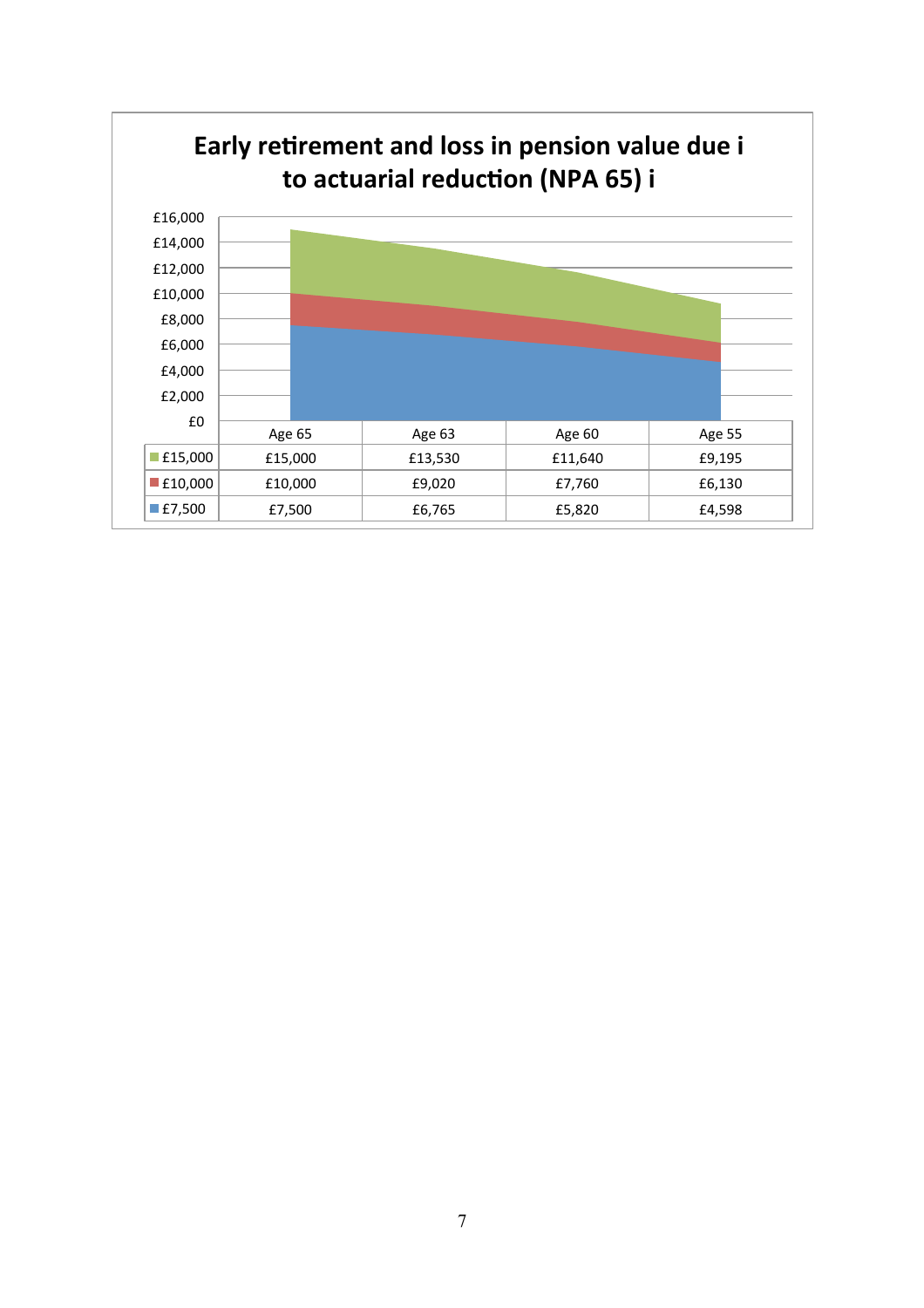Early retirement and loss in pension value due i to actuarial reduction (NPA 65) i

£16,000
£14,000
£12,000
£10,000
£8,000
£6,000
£4,000
£2,000
£0

Age 65 Age 63 Age 60 Age 55

£15,000 £15,000 £13,530 £11,640 £9,195

£10,000 £10,000 £9,020 £7,760 £6,130

£7,500 £7,500 £6,765 £5,820 £4,598